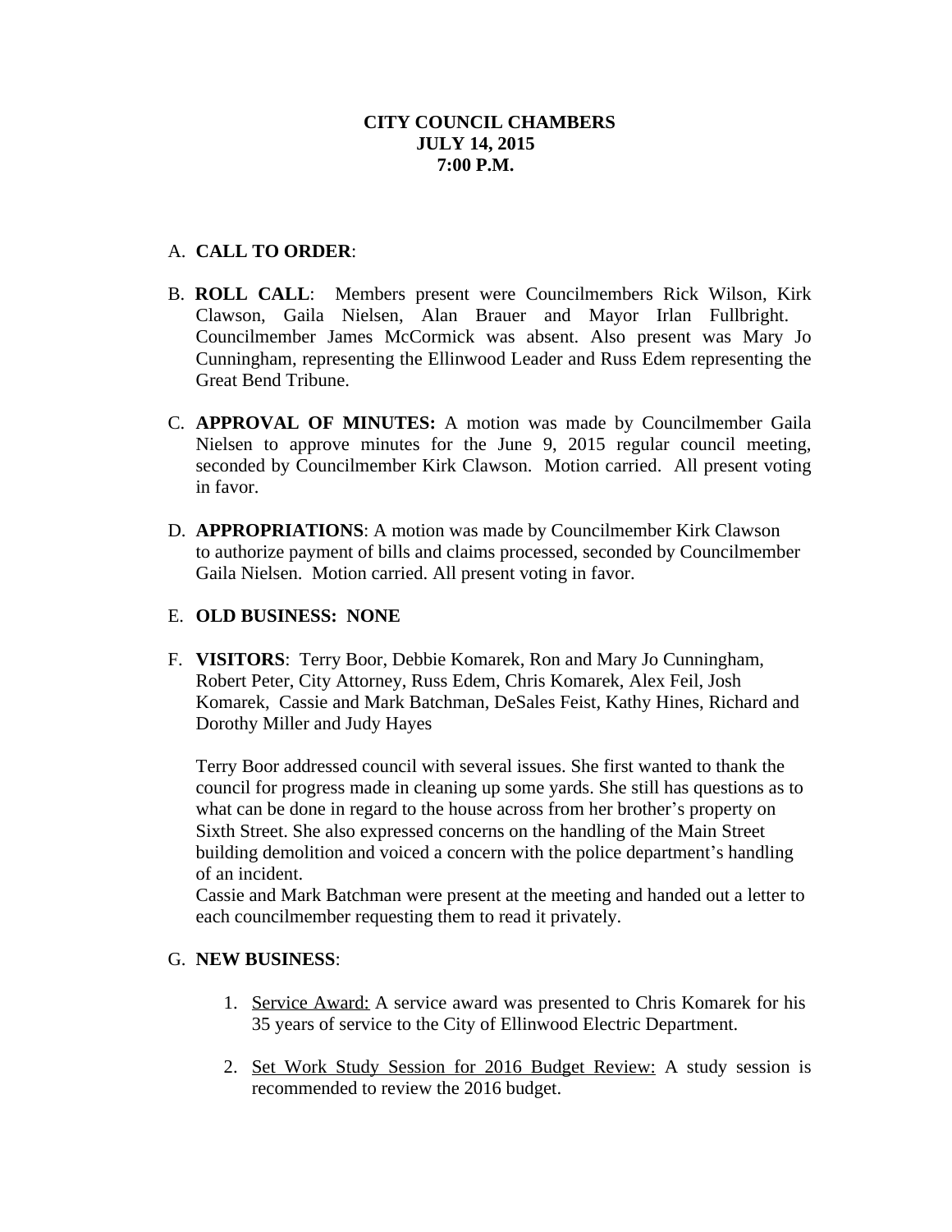**CITY COUNCIL CHAMBERS**
**JULY 14, 2015**
**7:00 P.M.**

A. **CALL TO ORDER**:

B. **ROLL CALL**: Members present were Councilmembers Rick Wilson, Kirk Clawson, Gaila Nielsen, Alan Brauer and Mayor Irlan Fullbright. Councilmember James McCormick was absent. Also present was Mary Jo Cunningham, representing the Ellinwood Leader and Russ Edem representing the Great Bend Tribune.

C. **APPROVAL OF MINUTES:** A motion was made by Councilmember Gaila Nielsen to approve minutes for the June 9, 2015 regular council meeting, seconded by Councilmember Kirk Clawson. Motion carried. All present voting in favor.

D. **APPROPRIATIONS**: A motion was made by Councilmember Kirk Clawson to authorize payment of bills and claims processed, seconded by Councilmember Gaila Nielsen. Motion carried. All present voting in favor.

E. **OLD BUSINESS: NONE**

F. **VISITORS**: Terry Boor, Debbie Komarek, Ron and Mary Jo Cunningham, Robert Peter, City Attorney, Russ Edem, Chris Komarek, Alex Feil, Josh Komarek, Cassie and Mark Batchman, DeSales Feist, Kathy Hines, Richard and Dorothy Miller and Judy Hayes

   Terry Boor addressed council with several issues. She first wanted to thank the council for progress made in cleaning up some yards. She still has questions as to what can be done in regard to the house across from her brother's property on Sixth Street. She also expressed concerns on the handling of the Main Street building demolition and voiced a concern with the police department's handling of an incident.
   Cassie and Mark Batchman were present at the meeting and handed out a letter to each councilmember requesting them to read it privately.

G. **NEW BUSINESS**:

   1. Service Award: A service award was presented to Chris Komarek for his 35 years of service to the City of Ellinwood Electric Department.

   2. Set Work Study Session for 2016 Budget Review: A study session is recommended to review the 2016 budget.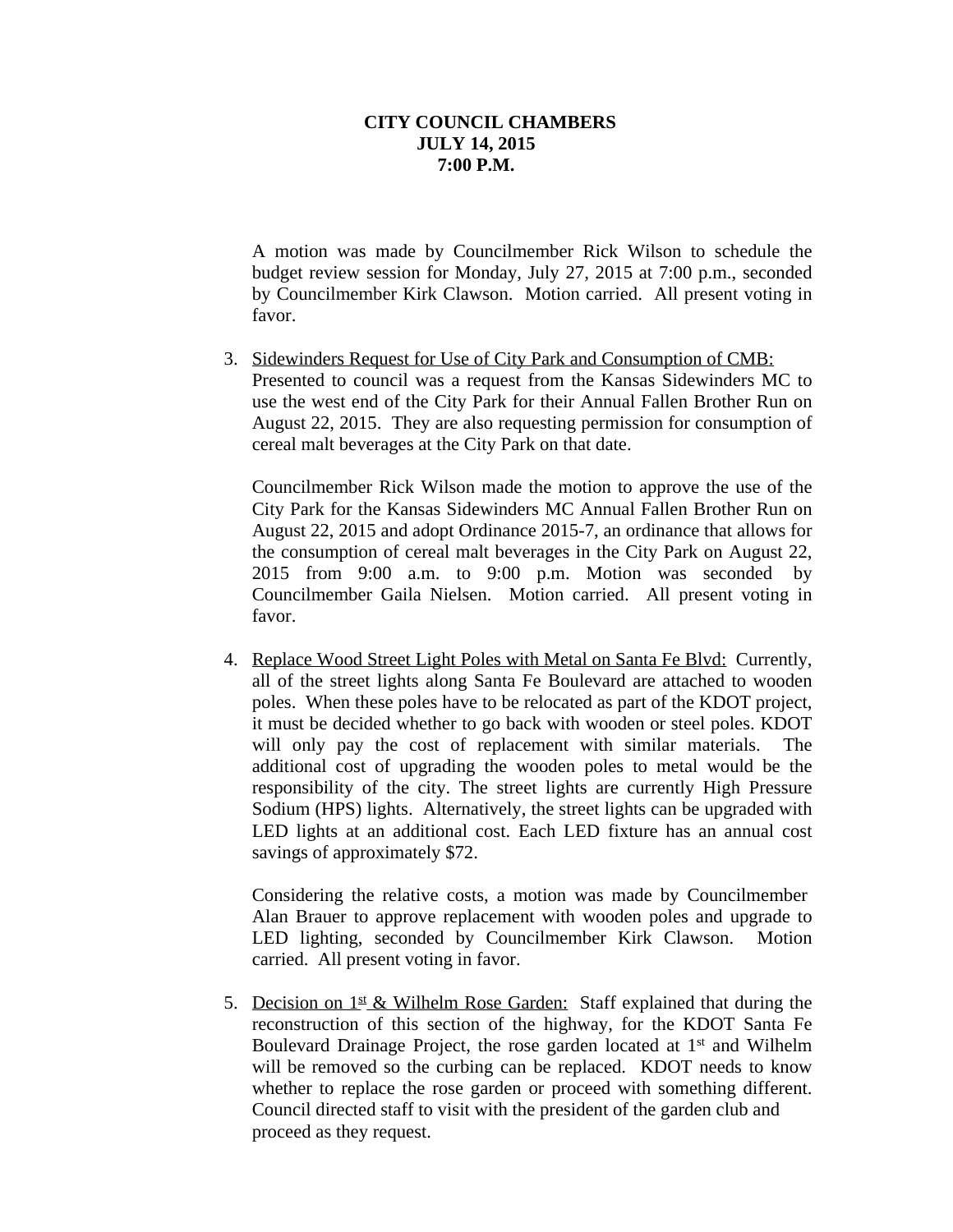**CITY COUNCIL CHAMBERS**
**JULY 14, 2015**
**7:00 P.M.**

A motion was made by Councilmember Rick Wilson to schedule the budget review session for Monday, July 27, 2015 at 7:00 p.m., seconded by Councilmember Kirk Clawson. Motion carried. All present voting in favor.

3. Sidewinders Request for Use of City Park and Consumption of CMB: Presented to council was a request from the Kansas Sidewinders MC to use the west end of the City Park for their Annual Fallen Brother Run on August 22, 2015. They are also requesting permission for consumption of cereal malt beverages at the City Park on that date.

   Councilmember Rick Wilson made the motion to approve the use of the City Park for the Kansas Sidewinders MC Annual Fallen Brother Run on August 22, 2015 and adopt Ordinance 2015-7, an ordinance that allows for the consumption of cereal malt beverages in the City Park on August 22, 2015 from 9:00 a.m. to 9:00 p.m. Motion was seconded by Councilmember Gaila Nielsen. Motion carried. All present voting in favor.

4. Replace Wood Street Light Poles with Metal on Santa Fe Blvd: Currently, all of the street lights along Santa Fe Boulevard are attached to wooden poles. When these poles have to be relocated as part of the KDOT project, it must be decided whether to go back with wooden or steel poles. KDOT will only pay the cost of replacement with similar materials. The additional cost of upgrading the wooden poles to metal would be the responsibility of the city. The street lights are currently High Pressure Sodium (HPS) lights. Alternatively, the street lights can be upgraded with LED lights at an additional cost. Each LED fixture has an annual cost savings of approximately $72.

   Considering the relative costs, a motion was made by Councilmember Alan Brauer to approve replacement with wooden poles and upgrade to LED lighting, seconded by Councilmember Kirk Clawson. Motion carried. All present voting in favor.

5. Decision on 1st & Wilhelm Rose Garden: Staff explained that during the reconstruction of this section of the highway, for the KDOT Santa Fe Boulevard Drainage Project, the rose garden located at 1st and Wilhelm will be removed so the curbing can be replaced. KDOT needs to know whether to replace the rose garden or proceed with something different. Council directed staff to visit with the president of the garden club and proceed as they request.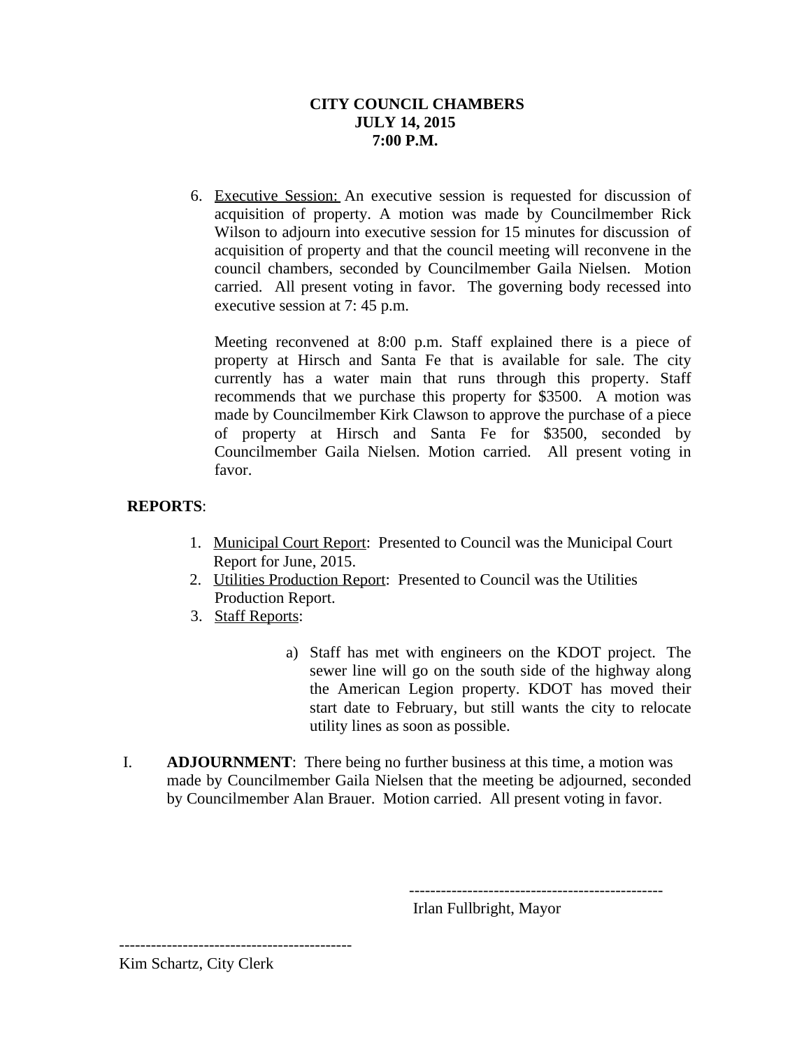**CITY COUNCIL CHAMBERS**
**JULY 14, 2015**
**7:00 P.M.**

6. Executive Session: An executive session is requested for discussion of acquisition of property. A motion was made by Councilmember Rick Wilson to adjourn into executive session for 15 minutes for discussion of acquisition of property and that the council meeting will reconvene in the council chambers, seconded by Councilmember Gaila Nielsen. Motion carried. All present voting in favor. The governing body recessed into executive session at 7: 45 p.m.

   Meeting reconvened at 8:00 p.m. Staff explained there is a piece of property at Hirsch and Santa Fe that is available for sale. The city currently has a water main that runs through this property. Staff recommends that we purchase this property for $3500. A motion was made by Councilmember Kirk Clawson to approve the purchase of a piece of property at Hirsch and Santa Fe for $3500, seconded by Councilmember Gaila Nielsen. Motion carried. All present voting in favor.

**REPORTS**:

1. Municipal Court Report: Presented to Council was the Municipal Court Report for June, 2015.
2. Utilities Production Report: Presented to Council was the Utilities Production Report.
3. Staff Reports:

   a) Staff has met with engineers on the KDOT project. The sewer line will go on the south side of the highway along the American Legion property. KDOT has moved their start date to February, but still wants the city to relocate utility lines as soon as possible.

I. **ADJOURNMENT**: There being no further business at this time, a motion was made by Councilmember Gaila Nielsen that the meeting be adjourned, seconded by Councilmember Alan Brauer. Motion carried. All present voting in favor.

------------------------------------------------
Irlan Fullbright, Mayor

--------------------------------------------
Kim Schartz, City Clerk